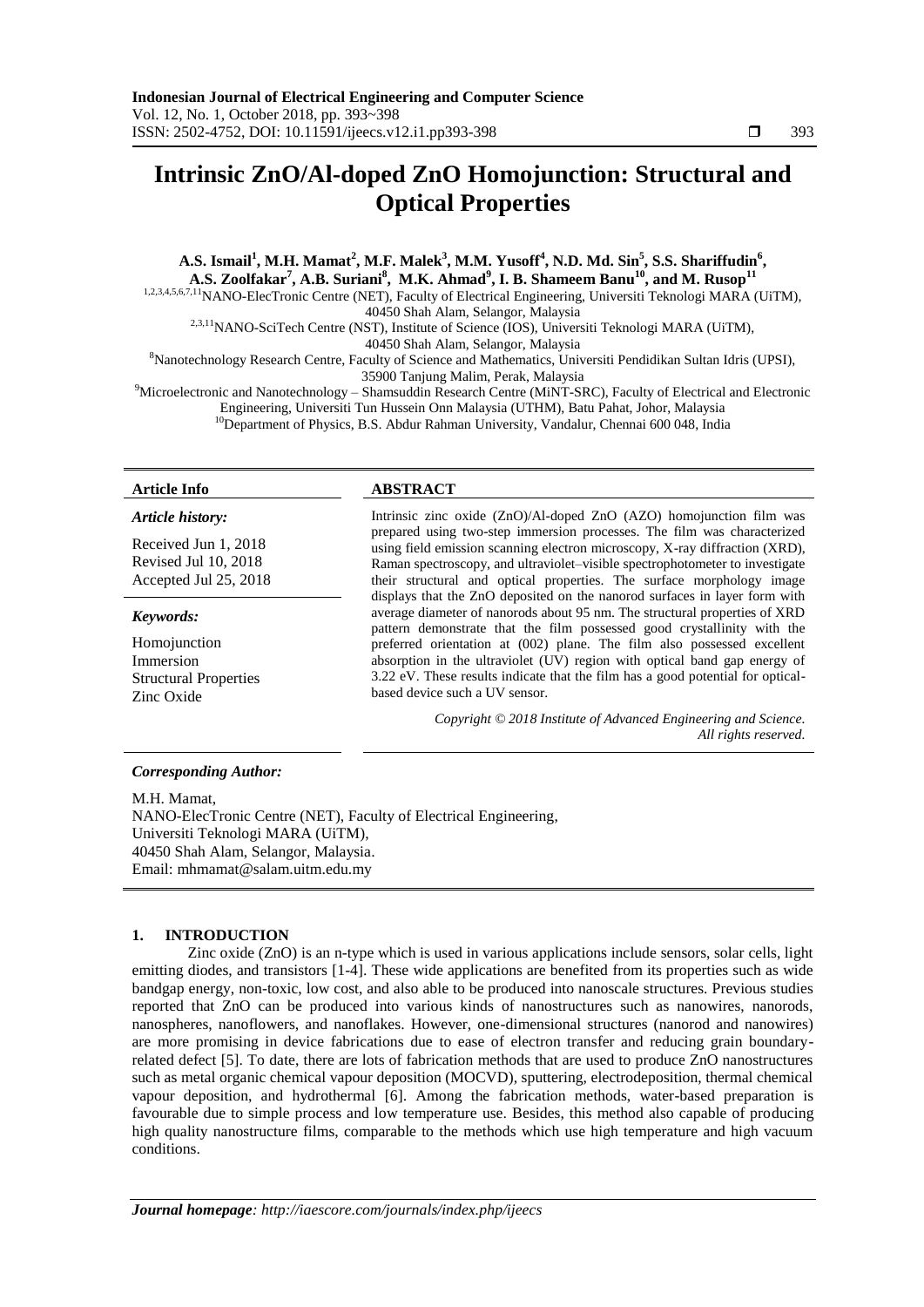# Intrinsic ZnO/Al-doped ZnO Homojunction: Structural and Optical Properties

**A.S. Ismail[1], M.H. Mamat[2], M.F. Malek[3], M.M. Yusoff[4], N.D. Md. Sin[5], S.S. Shariffudin[6], A.S. Zoolfakar[7], A.B. Suriani[8], M.K. Ahmad[9], I. B. Shameem Banu[10], and M. Rusop[11]**

[1,2,3,4,5,6,7,11]NANO-ElecTronic Centre (NET), Faculty of Electrical Engineering, Universiti Teknologi MARA (UiTM), 40450 Shah Alam, Selangor, Malaysia

[2,3,11]NANO-SciTech Centre (NST), Institute of Science (IOS), Universiti Teknologi MARA (UiTM), 40450 Shah Alam, Selangor, Malaysia

[8]Nanotechnology Research Centre, Faculty of Science and Mathematics, Universiti Pendidikan Sultan Idris (UPSI), 35900 Tanjung Malim, Perak, Malaysia

[9]Microelectronic and Nanotechnology – Shamsuddin Research Centre (MiNT-SRC), Faculty of Electrical and Electronic Engineering, Universiti Tun Hussein Onn Malaysia (UTHM), Batu Pahat, Johor, Malaysia

[10]Department of Physics, B.S. Abdur Rahman University, Vandalur, Chennai 600 048, India

### Article Info

*Article history:*

Received Jun 1, 2018
Revised Jul 10, 2018
Accepted Jul 25, 2018

*Keywords:*

Homojunction
Immersion
Structural Properties
Zinc Oxide

### ABSTRACT

Intrinsic zinc oxide (ZnO)/Al-doped ZnO (AZO) homojunction film was prepared using two-step immersion processes. The film was characterized using field emission scanning electron microscopy, X-ray diffraction (XRD), Raman spectroscopy, and ultraviolet–visible spectrophotometer to investigate their structural and optical properties. The surface morphology image displays that the ZnO deposited on the nanorod surfaces in layer form with average diameter of nanorods about 95 nm. The structural properties of XRD pattern demonstrate that the film possessed good crystallinity with the preferred orientation at (002) plane. The film also possessed excellent absorption in the ultraviolet (UV) region with optical band gap energy of 3.22 eV. These results indicate that the film has a good potential for optical-based device such a UV sensor.

*Copyright © 2018 Institute of Advanced Engineering and Science. All rights reserved.*

***Corresponding Author:***

M.H. Mamat,
NANO-ElecTronic Centre (NET), Faculty of Electrical Engineering,
Universiti Teknologi MARA (UiTM),
40450 Shah Alam, Selangor, Malaysia.
Email: mhmamat@salam.uitm.edu.my

## 1. INTRODUCTION

Zinc oxide (ZnO) is an n-type which is used in various applications include sensors, solar cells, light emitting diodes, and transistors [1-4]. These wide applications are benefited from its properties such as wide bandgap energy, non-toxic, low cost, and also able to be produced into nanoscale structures. Previous studies reported that ZnO can be produced into various kinds of nanostructures such as nanowires, nanorods, nanospheres, nanoflowers, and nanoflakes. However, one-dimensional structures (nanorod and nanowires) are more promising in device fabrications due to ease of electron transfer and reducing grain boundary-related defect [5]. To date, there are lots of fabrication methods that are used to produce ZnO nanostructures such as metal organic chemical vapour deposition (MOCVD), sputtering, electrodeposition, thermal chemical vapour deposition, and hydrothermal [6]. Among the fabrication methods, water-based preparation is favourable due to simple process and low temperature use. Besides, this method also capable of producing high quality nanostructure films, comparable to the methods which use high temperature and high vacuum conditions.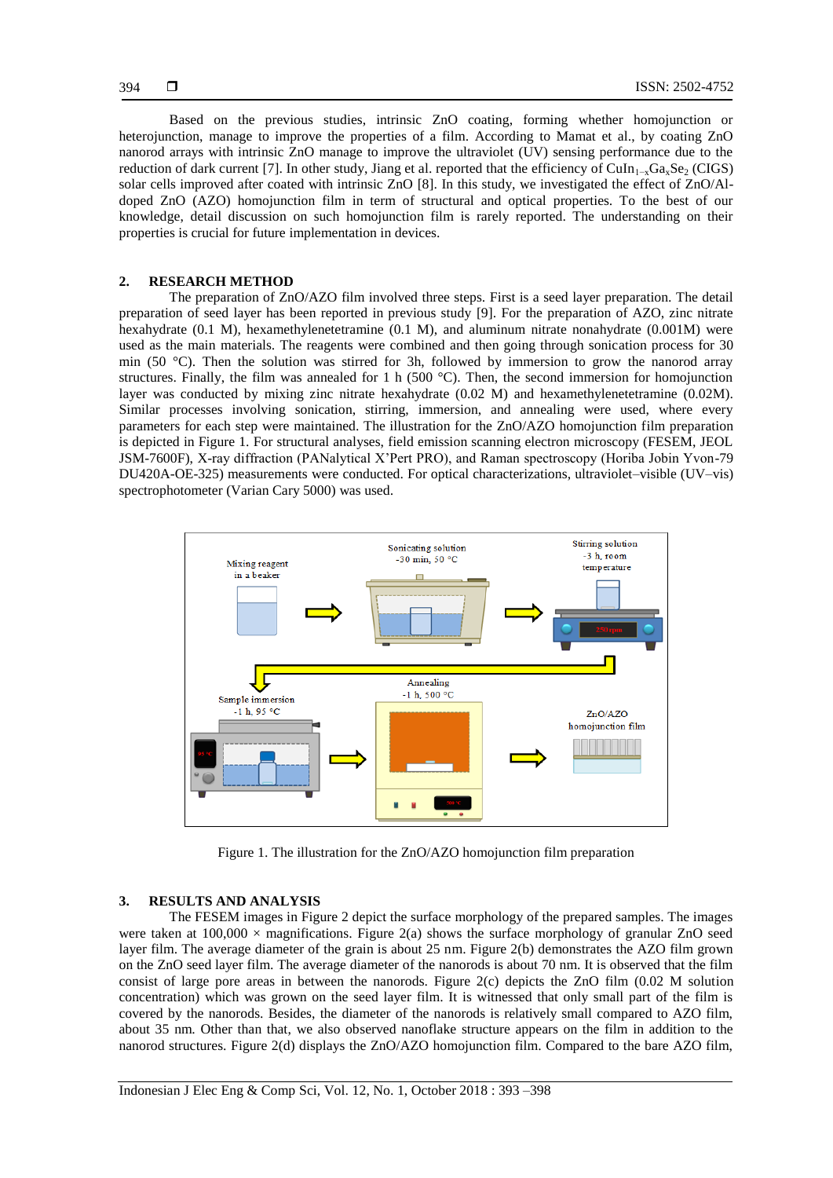Based on the previous studies, intrinsic ZnO coating, forming whether homojunction or heterojunction, manage to improve the properties of a film. According to Mamat et al., by coating ZnO nanorod arrays with intrinsic ZnO manage to improve the ultraviolet (UV) sensing performance due to the reduction of dark current [7]. In other study, Jiang et al. reported that the efficiency of $CuIn_{1-x}Ga_xSe_2$ (CIGS) solar cells improved after coated with intrinsic ZnO [8]. In this study, we investigated the effect of ZnO/Al-doped ZnO (AZO) homojunction film in term of structural and optical properties. To the best of our knowledge, detail discussion on such homojunction film is rarely reported. The understanding on their properties is crucial for future implementation in devices.

## 2. RESEARCH METHOD

The preparation of ZnO/AZO film involved three steps. First is a seed layer preparation. The detail preparation of seed layer has been reported in previous study [9]. For the preparation of AZO, zinc nitrate hexahydrate (0.1 M), hexamethylenetetramine (0.1 M), and aluminum nitrate nonahydrate (0.001M) were used as the main materials. The reagents were combined and then going through sonication process for 30 min (50 °C). Then the solution was stirred for 3h, followed by immersion to grow the nanorod array structures. Finally, the film was annealed for 1 h (500 °C). Then, the second immersion for homojunction layer was conducted by mixing zinc nitrate hexahydrate (0.02 M) and hexamethylenetetramine (0.02M). Similar processes involving sonication, stirring, immersion, and annealing were used, where every parameters for each step were maintained. The illustration for the ZnO/AZO homojunction film preparation is depicted in Figure 1. For structural analyses, field emission scanning electron microscopy (FESEM, JEOL JSM-7600F), X-ray diffraction (PANalytical X'Pert PRO), and Raman spectroscopy (Horiba Jobin Yvon-79 DU420A-OE-325) measurements were conducted. For optical characterizations, ultraviolet–visible (UV–vis) spectrophotometer (Varian Cary 5000) was used.

Figure 1. The illustration for the ZnO/AZO homojunction film preparation

## 3. RESULTS AND ANALYSIS

The FESEM images in Figure 2 depict the surface morphology of the prepared samples. The images were taken at 100,000 × magnifications. Figure 2(a) shows the surface morphology of granular ZnO seed layer film. The average diameter of the grain is about 25 nm. Figure 2(b) demonstrates the AZO film grown on the ZnO seed layer film. The average diameter of the nanorods is about 70 nm. It is observed that the film consist of large pore areas in between the nanorods. Figure 2(c) depicts the ZnO film (0.02 M solution concentration) which was grown on the seed layer film. It is witnessed that only small part of the film is covered by the nanorods. Besides, the diameter of the nanorods is relatively small compared to AZO film, about 35 nm. Other than that, we also observed nanoflake structure appears on the film in addition to the nanorod structures. Figure 2(d) displays the ZnO/AZO homojunction film. Compared to the bare AZO film,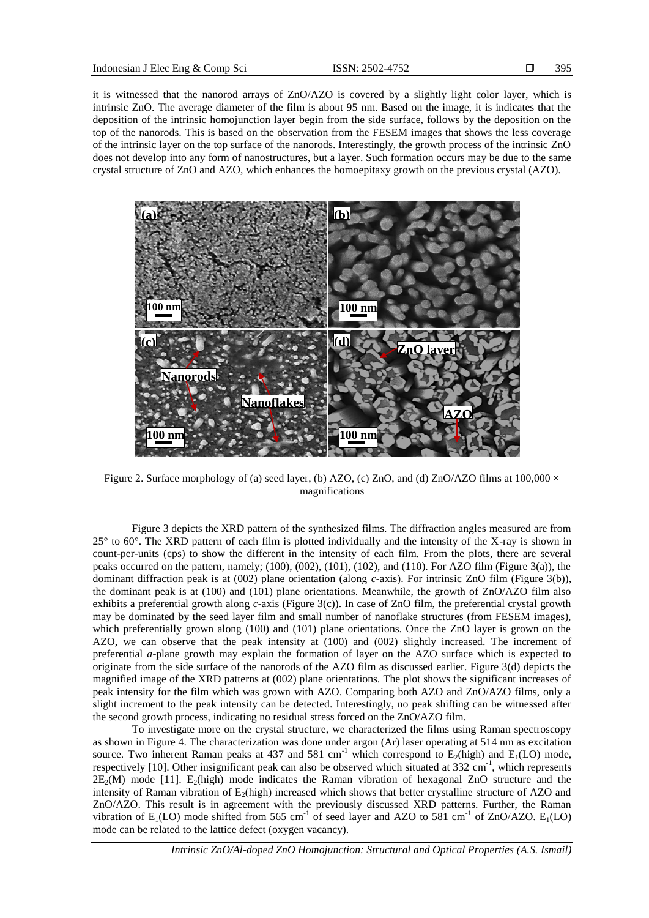it is witnessed that the nanorod arrays of ZnO/AZO is covered by a slightly light color layer, which is intrinsic ZnO. The average diameter of the film is about 95 nm. Based on the image, it is indicates that the deposition of the intrinsic homojunction layer begin from the side surface, follows by the deposition on the top of the nanorods. This is based on the observation from the FESEM images that shows the less coverage of the intrinsic layer on the top surface of the nanorods. Interestingly, the growth process of the intrinsic ZnO does not develop into any form of nanostructures, but a layer. Such formation occurs may be due to the same crystal structure of ZnO and AZO, which enhances the homoepitaxy growth on the previous crystal (AZO).

Figure 2. Surface morphology of (a) seed layer, (b) AZO, (c) ZnO, and (d) ZnO/AZO films at 100,000 × magnifications

Figure 3 depicts the XRD pattern of the synthesized films. The diffraction angles measured are from 25° to 60°. The XRD pattern of each film is plotted individually and the intensity of the X-ray is shown in count-per-units (cps) to show the different in the intensity of each film. From the plots, there are several peaks occurred on the pattern, namely; (100), (002), (101), (102), and (110). For AZO film (Figure 3(a)), the dominant diffraction peak is at (002) plane orientation (along *c*-axis). For intrinsic ZnO film (Figure 3(b)), the dominant peak is at (100) and (101) plane orientations. Meanwhile, the growth of ZnO/AZO film also exhibits a preferential growth along *c*-axis (Figure 3(c)). In case of ZnO film, the preferential crystal growth may be dominated by the seed layer film and small number of nanoflake structures (from FESEM images), which preferentially grown along (100) and (101) plane orientations. Once the ZnO layer is grown on the AZO, we can observe that the peak intensity at (100) and (002) slightly increased. The increment of preferential *a*-plane growth may explain the formation of layer on the AZO surface which is expected to originate from the side surface of the nanorods of the AZO film as discussed earlier. Figure 3(d) depicts the magnified image of the XRD patterns at (002) plane orientations. The plot shows the significant increases of peak intensity for the film which was grown with AZO. Comparing both AZO and ZnO/AZO films, only a slight increment to the peak intensity can be detected. Interestingly, no peak shifting can be witnessed after the second growth process, indicating no residual stress forced on the ZnO/AZO film.

To investigate more on the crystal structure, we characterized the films using Raman spectroscopy as shown in Figure 4. The characterization was done under argon (Ar) laser operating at 514 nm as excitation source. Two inherent Raman peaks at 437 and 581 $cm^{-1}$ which correspond to $E_2$(high) and $E_1$(LO) mode, respectively [10]. Other insignificant peak can also be observed which situated at 332 $cm^{-1}$, which represents $2E_2$(M) mode [11]. $E_2$(high) mode indicates the Raman vibration of hexagonal ZnO structure and the intensity of Raman vibration of $E_2$(high) increased which shows that better crystalline structure of AZO and ZnO/AZO. This result is in agreement with the previously discussed XRD patterns. Further, the Raman vibration of $E_1$(LO) mode shifted from 565 $cm^{-1}$ of seed layer and AZO to 581 $cm^{-1}$ of ZnO/AZO. $E_1$(LO) mode can be related to the lattice defect (oxygen vacancy).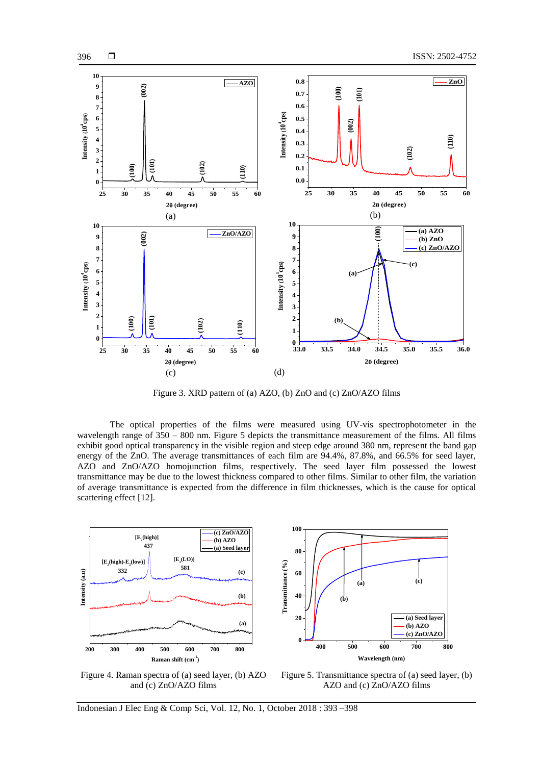Figure 3. XRD pattern of (a) AZO, (b) ZnO and (c) ZnO/AZO films

The optical properties of the films were measured using UV-vis spectrophotometer in the wavelength range of 350 – 800 nm. Figure 5 depicts the transmittance measurement of the films. All films exhibit good optical transparency in the visible region and steep edge around 380 nm, represent the band gap energy of the ZnO. The average transmittances of each film are 94.4%, 87.8%, and 66.5% for seed layer, AZO and ZnO/AZO homojunction films, respectively. The seed layer film possessed the lowest transmittance may be due to the lowest thickness compared to other films. Similar to other film, the variation of average transmittance is expected from the difference in film thicknesses, which is the cause for optical scattering effect [12].

Figure 4. Raman spectra of (a) seed layer, (b) AZO and (c) ZnO/AZO films

Figure 5. Transmittance spectra of (a) seed layer, (b) AZO and (c) ZnO/AZO films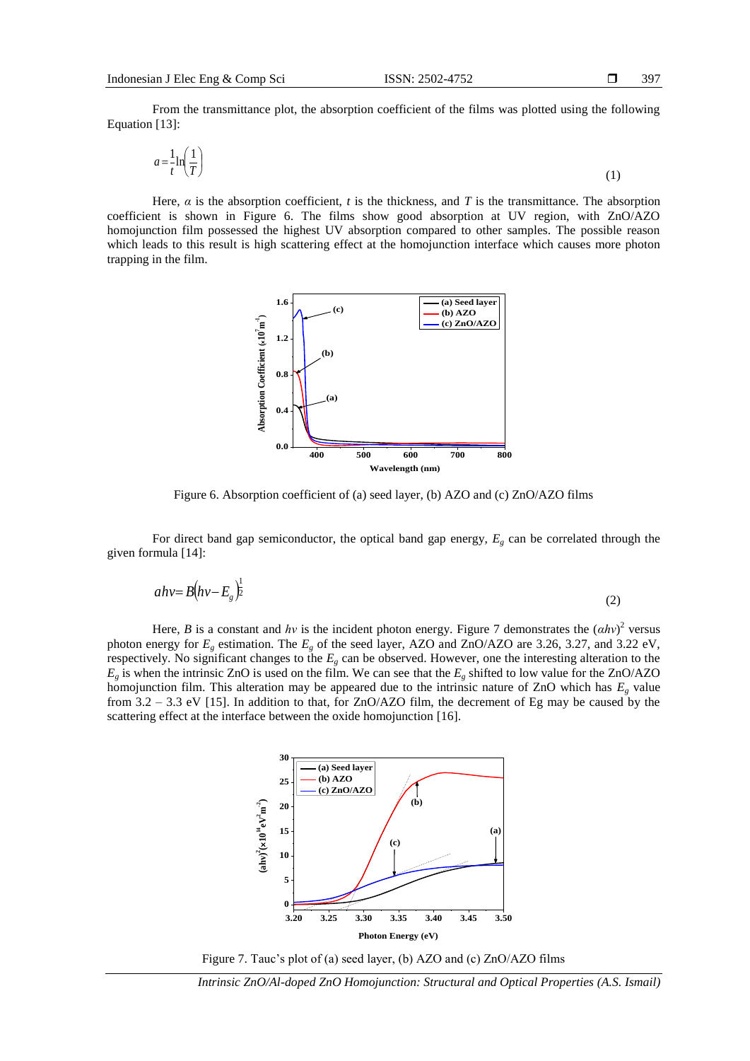From the transmittance plot, the absorption coefficient of the films was plotted using the following Equation [13]:

$$a = \frac{1}{t}\ln\left(\frac{1}{T}\right) \tag{1}$$

Here, $\alpha$ is the absorption coefficient, $t$ is the thickness, and $T$ is the transmittance. The absorption coefficient is shown in Figure 6. The films show good absorption at UV region, with ZnO/AZO homojunction film possessed the highest UV absorption compared to other samples. The possible reason which leads to this result is high scattering effect at the homojunction interface which causes more photon trapping in the film.

Figure 6. Absorption coefficient of (a) seed layer, (b) AZO and (c) ZnO/AZO films

For direct band gap semiconductor, the optical band gap energy, $E_g$ can be correlated through the given formula [14]:

$$ahv = B\left(hv - E_g\right)^{\frac{1}{2}} \tag{2}$$

Here, $B$ is a constant and $hv$ is the incident photon energy. Figure 7 demonstrates the $(\alpha hv)^2$ versus photon energy for $E_g$ estimation. The $E_g$ of the seed layer, AZO and ZnO/AZO are 3.26, 3.27, and 3.22 eV, respectively. No significant changes to the $E_g$ can be observed. However, one the interesting alteration to the $E_g$ is when the intrinsic ZnO is used on the film. We can see that the $E_g$ shifted to low value for the ZnO/AZO homojunction film. This alteration may be appeared due to the intrinsic nature of ZnO which has $E_g$ value from 3.2 – 3.3 eV [15]. In addition to that, for ZnO/AZO film, the decrement of Eg may be caused by the scattering effect at the interface between the oxide homojunction [16].

Figure 7. Tauc's plot of (a) seed layer, (b) AZO and (c) ZnO/AZO films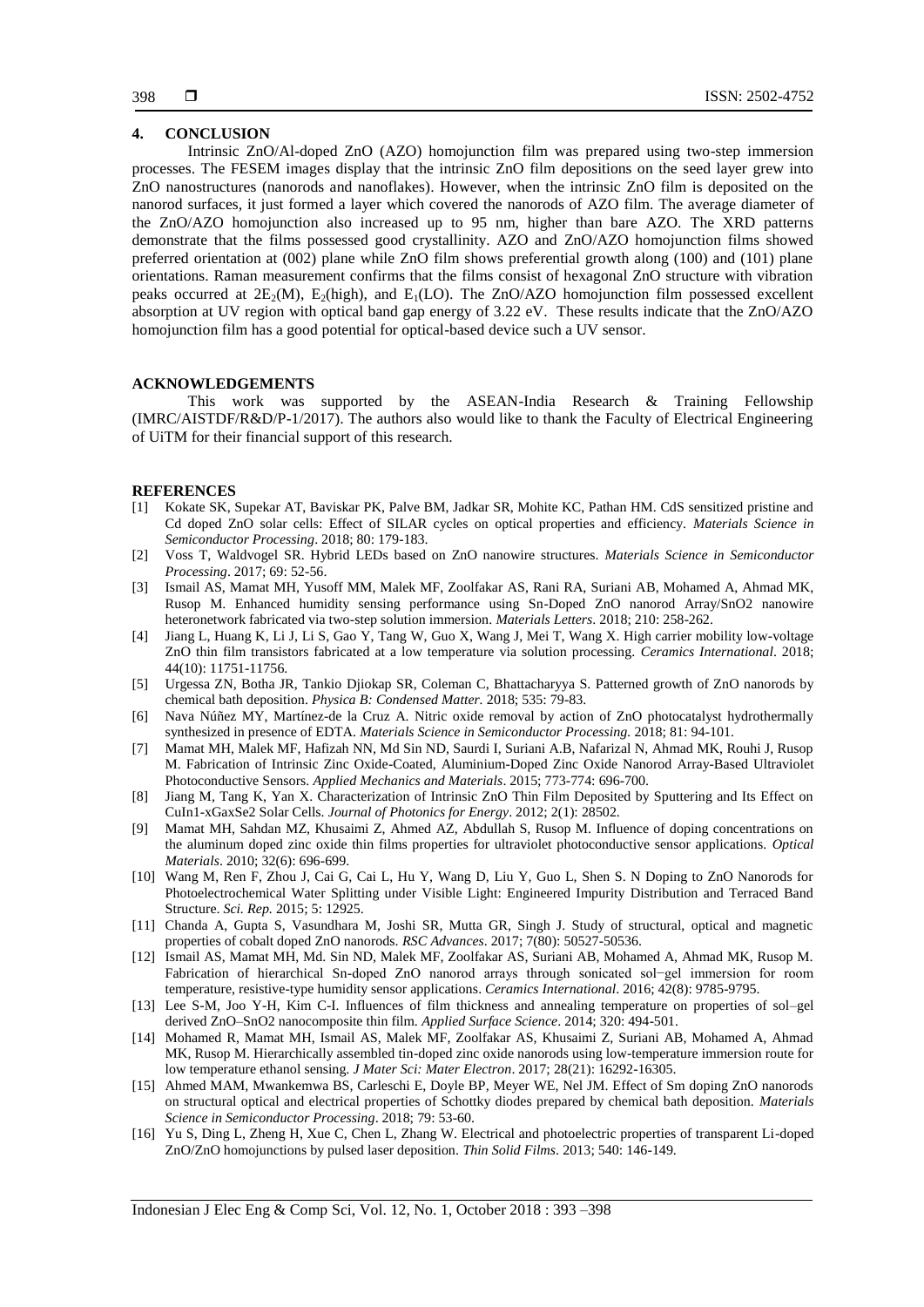## 4. CONCLUSION

Intrinsic ZnO/Al-doped ZnO (AZO) homojunction film was prepared using two-step immersion processes. The FESEM images display that the intrinsic ZnO film depositions on the seed layer grew into ZnO nanostructures (nanorods and nanoflakes). However, when the intrinsic ZnO film is deposited on the nanorod surfaces, it just formed a layer which covered the nanorods of AZO film. The average diameter of the ZnO/AZO homojunction also increased up to 95 nm, higher than bare AZO. The XRD patterns demonstrate that the films possessed good crystallinity. AZO and ZnO/AZO homojunction films showed preferred orientation at (002) plane while ZnO film shows preferential growth along (100) and (101) plane orientations. Raman measurement confirms that the films consist of hexagonal ZnO structure with vibration peaks occurred at $2E_2$(M), $E_2$(high), and $E_1$(LO). The ZnO/AZO homojunction film possessed excellent absorption at UV region with optical band gap energy of 3.22 eV. These results indicate that the ZnO/AZO homojunction film has a good potential for optical-based device such a UV sensor.

## ACKNOWLEDGEMENTS

This work was supported by the ASEAN-India Research & Training Fellowship (IMRC/AISTDF/R&D/P-1/2017). The authors also would like to thank the Faculty of Electrical Engineering of UiTM for their financial support of this research.

## REFERENCES

[1] Kokate SK, Supekar AT, Baviskar PK, Palve BM, Jadkar SR, Mohite KC, Pathan HM. CdS sensitized pristine and Cd doped ZnO solar cells: Effect of SILAR cycles on optical properties and efficiency. *Materials Science in Semiconductor Processing*. 2018; 80: 179-183.

[2] Voss T, Waldvogel SR. Hybrid LEDs based on ZnO nanowire structures. *Materials Science in Semiconductor Processing*. 2017; 69: 52-56.

[3] Ismail AS, Mamat MH, Yusoff MM, Malek MF, Zoolfakar AS, Rani RA, Suriani AB, Mohamed A, Ahmad MK, Rusop M. Enhanced humidity sensing performance using Sn-Doped ZnO nanorod Array/SnO2 nanowire heteronetwork fabricated via two-step solution immersion. *Materials Letters*. 2018; 210: 258-262.

[4] Jiang L, Huang K, Li J, Li S, Gao Y, Tang W, Guo X, Wang J, Mei T, Wang X. High carrier mobility low-voltage ZnO thin film transistors fabricated at a low temperature via solution processing. *Ceramics International*. 2018; 44(10): 11751-11756.

[5] Urgessa ZN, Botha JR, Tankio Djiokap SR, Coleman C, Bhattacharyya S. Patterned growth of ZnO nanorods by chemical bath deposition. *Physica B: Condensed Matter.* 2018; 535: 79-83.

[6] Nava Núñez MY, Martínez-de la Cruz A. Nitric oxide removal by action of ZnO photocatalyst hydrothermally synthesized in presence of EDTA. *Materials Science in Semiconductor Processing*. 2018; 81: 94-101.

[7] Mamat MH, Malek MF, Hafizah NN, Md Sin ND, Saurdi I, Suriani A.B, Nafarizal N, Ahmad MK, Rouhi J, Rusop M. Fabrication of Intrinsic Zinc Oxide-Coated, Aluminium-Doped Zinc Oxide Nanorod Array-Based Ultraviolet Photoconductive Sensors. *Applied Mechanics and Materials*. 2015; 773-774: 696-700.

[8] Jiang M, Tang K, Yan X. Characterization of Intrinsic ZnO Thin Film Deposited by Sputtering and Its Effect on CuIn1-xGaxSe2 Solar Cells. *Journal of Photonics for Energy*. 2012; 2(1): 28502.

[9] Mamat MH, Sahdan MZ, Khusaimi Z, Ahmed AZ, Abdullah S, Rusop M. Influence of doping concentrations on the aluminum doped zinc oxide thin films properties for ultraviolet photoconductive sensor applications. *Optical Materials*. 2010; 32(6): 696-699.

[10] Wang M, Ren F, Zhou J, Cai G, Cai L, Hu Y, Wang D, Liu Y, Guo L, Shen S. N Doping to ZnO Nanorods for Photoelectrochemical Water Splitting under Visible Light: Engineered Impurity Distribution and Terraced Band Structure. *Sci. Rep.* 2015; 5: 12925.

[11] Chanda A, Gupta S, Vasundhara M, Joshi SR, Mutta GR, Singh J. Study of structural, optical and magnetic properties of cobalt doped ZnO nanorods. *RSC Advances*. 2017; 7(80): 50527-50536.

[12] Ismail AS, Mamat MH, Md. Sin ND, Malek MF, Zoolfakar AS, Suriani AB, Mohamed A, Ahmad MK, Rusop M. Fabrication of hierarchical Sn-doped ZnO nanorod arrays through sonicated sol−gel immersion for room temperature, resistive-type humidity sensor applications. *Ceramics International*. 2016; 42(8): 9785-9795.

[13] Lee S-M, Joo Y-H, Kim C-I. Influences of film thickness and annealing temperature on properties of sol–gel derived ZnO–SnO2 nanocomposite thin film. *Applied Surface Science*. 2014; 320: 494-501.

[14] Mohamed R, Mamat MH, Ismail AS, Malek MF, Zoolfakar AS, Khusaimi Z, Suriani AB, Mohamed A, Ahmad MK, Rusop M. Hierarchically assembled tin-doped zinc oxide nanorods using low-temperature immersion route for low temperature ethanol sensing. *J Mater Sci: Mater Electron*. 2017; 28(21): 16292-16305.

[15] Ahmed MAM, Mwankemwa BS, Carleschi E, Doyle BP, Meyer WE, Nel JM. Effect of Sm doping ZnO nanorods on structural optical and electrical properties of Schottky diodes prepared by chemical bath deposition. *Materials Science in Semiconductor Processing*. 2018; 79: 53-60.

[16] Yu S, Ding L, Zheng H, Xue C, Chen L, Zhang W. Electrical and photoelectric properties of transparent Li-doped ZnO/ZnO homojunctions by pulsed laser deposition. *Thin Solid Films*. 2013; 540: 146-149.